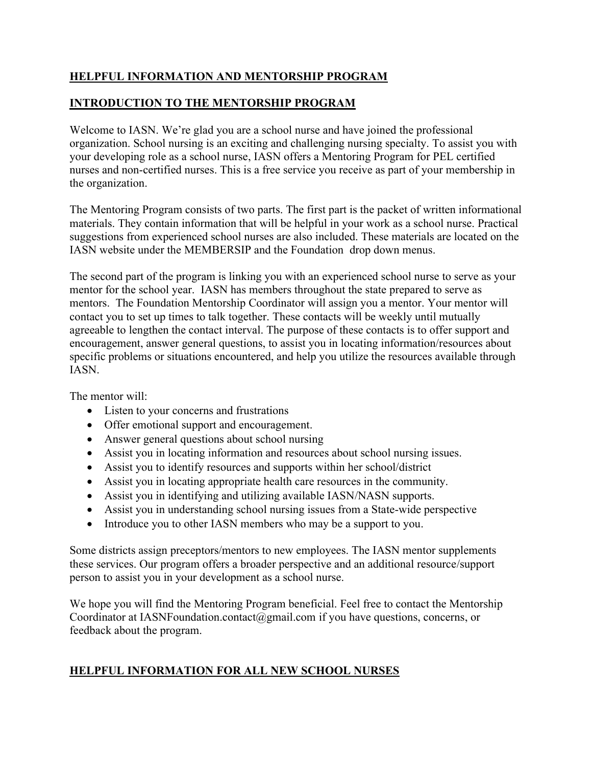## HELPFUL INFORMATION AND MENTORSHIP PROGRAM

## INTRODUCTION TO THE MENTORSHIP PROGRAM

Welcome to IASN. We're glad you are a school nurse and have joined the professional organization. School nursing is an exciting and challenging nursing specialty. To assist you with your developing role as a school nurse, IASN offers a Mentoring Program for PEL certified nurses and non-certified nurses. This is a free service you receive as part of your membership in the organization.

The Mentoring Program consists of two parts. The first part is the packet of written informational materials. They contain information that will be helpful in your work as a school nurse. Practical suggestions from experienced school nurses are also included. These materials are located on the IASN website under the MEMBERSIP and the Foundation drop down menus.

The second part of the program is linking you with an experienced school nurse to serve as your mentor for the school year. IASN has members throughout the state prepared to serve as mentors. The Foundation Mentorship Coordinator will assign you a mentor. Your mentor will contact you to set up times to talk together. These contacts will be weekly until mutually agreeable to lengthen the contact interval. The purpose of these contacts is to offer support and encouragement, answer general questions, to assist you in locating information/resources about specific problems or situations encountered, and help you utilize the resources available through IASN.

The mentor will:

- Listen to your concerns and frustrations
- Offer emotional support and encouragement.
- Answer general questions about school nursing
- Assist you in locating information and resources about school nursing issues.
- Assist you to identify resources and supports within her school/district
- Assist you in locating appropriate health care resources in the community.
- Assist you in identifying and utilizing available IASN/NASN supports.
- Assist you in understanding school nursing issues from a State-wide perspective
- Introduce you to other IASN members who may be a support to you.

Some districts assign preceptors/mentors to new employees. The IASN mentor supplements these services. Our program offers a broader perspective and an additional resource/support person to assist you in your development as a school nurse.

We hope you will find the Mentoring Program beneficial. Feel free to contact the Mentorship Coordinator at IASNFoundation.contact@gmail.com if you have questions, concerns, or feedback about the program.

## HELPFUL INFORMATION FOR ALL NEW SCHOOL NURSES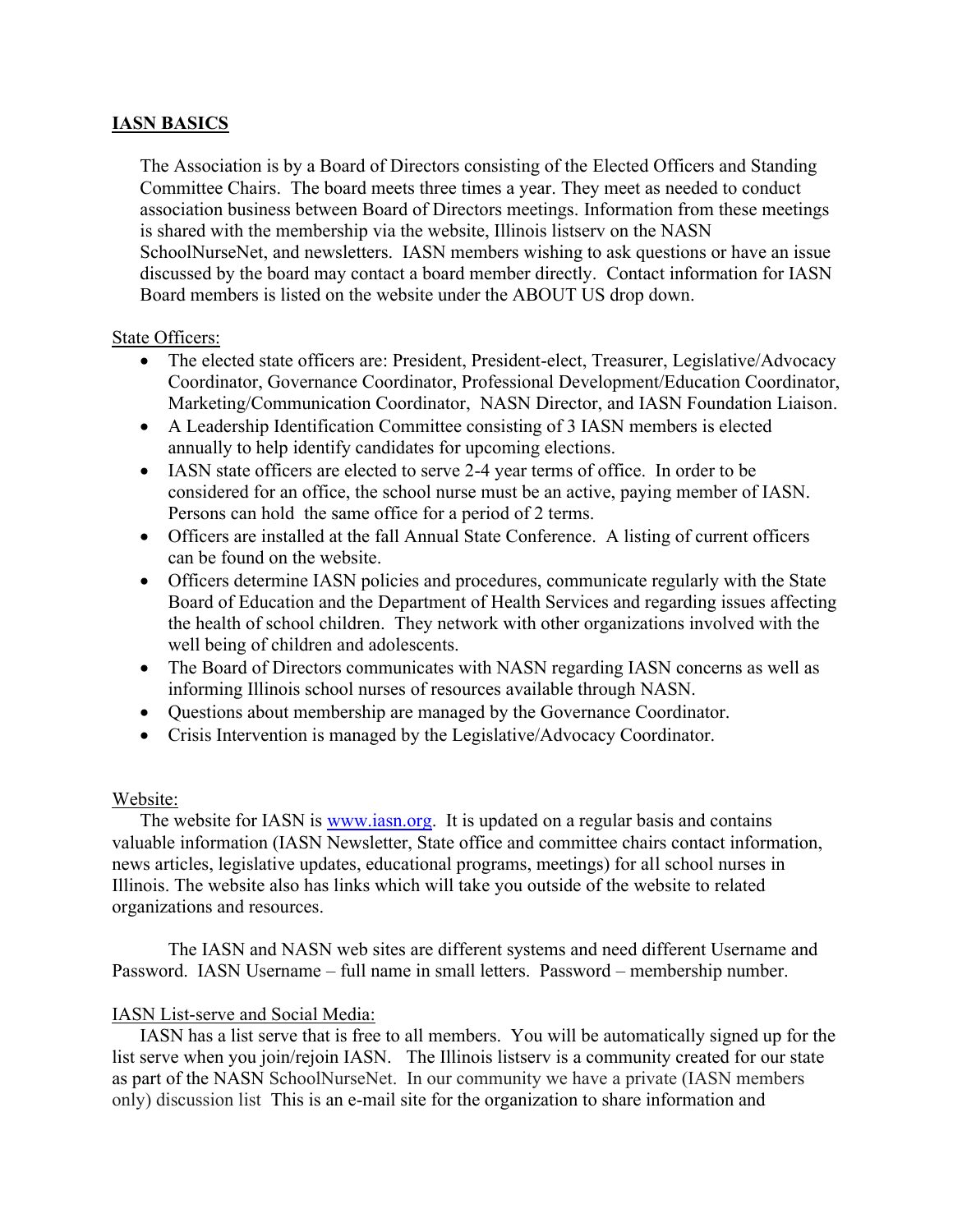## IASN BASICS

The Association is by a Board of Directors consisting of the Elected Officers and Standing Committee Chairs. The board meets three times a year. They meet as needed to conduct association business between Board of Directors meetings. Information from these meetings is shared with the membership via the website, Illinois listserv on the NASN SchoolNurseNet, and newsletters. IASN members wishing to ask questions or have an issue discussed by the board may contact a board member directly. Contact information for IASN Board members is listed on the website under the ABOUT US drop down.

State Officers:

- The elected state officers are: President, President-elect, Treasurer, Legislative/Advocacy Coordinator, Governance Coordinator, Professional Development/Education Coordinator, Marketing/Communication Coordinator, NASN Director, and IASN Foundation Liaison.
- A Leadership Identification Committee consisting of 3 IASN members is elected annually to help identify candidates for upcoming elections.
- IASN state officers are elected to serve 2-4 year terms of office. In order to be considered for an office, the school nurse must be an active, paying member of IASN. Persons can hold the same office for a period of 2 terms.
- Officers are installed at the fall Annual State Conference. A listing of current officers can be found on the website.
- Officers determine IASN policies and procedures, communicate regularly with the State Board of Education and the Department of Health Services and regarding issues affecting the health of school children. They network with other organizations involved with the well being of children and adolescents.
- The Board of Directors communicates with NASN regarding IASN concerns as well as informing Illinois school nurses of resources available through NASN.
- Questions about membership are managed by the Governance Coordinator.
- Crisis Intervention is managed by the Legislative/Advocacy Coordinator.

Website:

The website for IASN is www.iasn.org. It is updated on a regular basis and contains valuable information (IASN Newsletter, State office and committee chairs contact information, news articles, legislative updates, educational programs, meetings) for all school nurses in Illinois. The website also has links which will take you outside of the website to related organizations and resources.

The IASN and NASN web sites are different systems and need different Username and Password. IASN Username – full name in small letters. Password – membership number.

IASN List-serve and Social Media:

IASN has a list serve that is free to all members. You will be automatically signed up for the list serve when you join/rejoin IASN. The Illinois listserv is a community created for our state as part of the NASN SchoolNurseNet. In our community we have a private (IASN members only) discussion list This is an e-mail site for the organization to share information and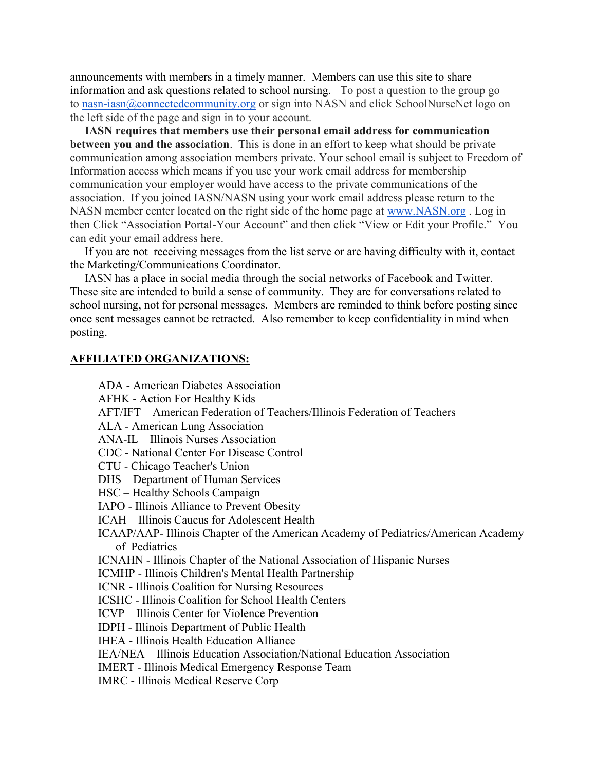announcements with members in a timely manner. Members can use this site to share information and ask questions related to school nursing. To post a question to the group go to nasn-iasn@connectedcommunity.org or sign into NASN and click SchoolNurseNet logo on the left side of the page and sign in to your account.

**IASN requires that members use their personal email address for communication between you and the association**. This is done in an effort to keep what should be private communication among association members private. Your school email is subject to Freedom of Information access which means if you use your work email address for membership communication your employer would have access to the private communications of the association. If you joined IASN/NASN using your work email address please return to the NASN member center located on the right side of the home page at www.NASN.org . Log in then Click "Association Portal-Your Account" and then click "View or Edit your Profile." You can edit your email address here.

If you are not receiving messages from the list serve or are having difficulty with it, contact the Marketing/Communications Coordinator.

IASN has a place in social media through the social networks of Facebook and Twitter. These site are intended to build a sense of community. They are for conversations related to school nursing, not for personal messages. Members are reminded to think before posting since once sent messages cannot be retracted. Also remember to keep confidentiality in mind when posting.

**AFFILIATED ORGANIZATIONS:**

ADA - American Diabetes Association
AFHK - Action For Healthy Kids
AFT/IFT – American Federation of Teachers/Illinois Federation of Teachers
ALA - American Lung Association
ANA-IL – Illinois Nurses Association
CDC - National Center For Disease Control
CTU - Chicago Teacher's Union
DHS – Department of Human Services
HSC – Healthy Schools Campaign
IAPO - Illinois Alliance to Prevent Obesity
ICAH – Illinois Caucus for Adolescent Health
ICAAP/AAP- Illinois Chapter of the American Academy of Pediatrics/American Academy of Pediatrics
ICNAHN - Illinois Chapter of the National Association of Hispanic Nurses
ICMHP - Illinois Children's Mental Health Partnership
ICNR - Illinois Coalition for Nursing Resources
ICSHC - Illinois Coalition for School Health Centers
ICVP – Illinois Center for Violence Prevention
IDPH - Illinois Department of Public Health
IHEA - Illinois Health Education Alliance
IEA/NEA – Illinois Education Association/National Education Association
IMERT - Illinois Medical Emergency Response Team
IMRC - Illinois Medical Reserve Corp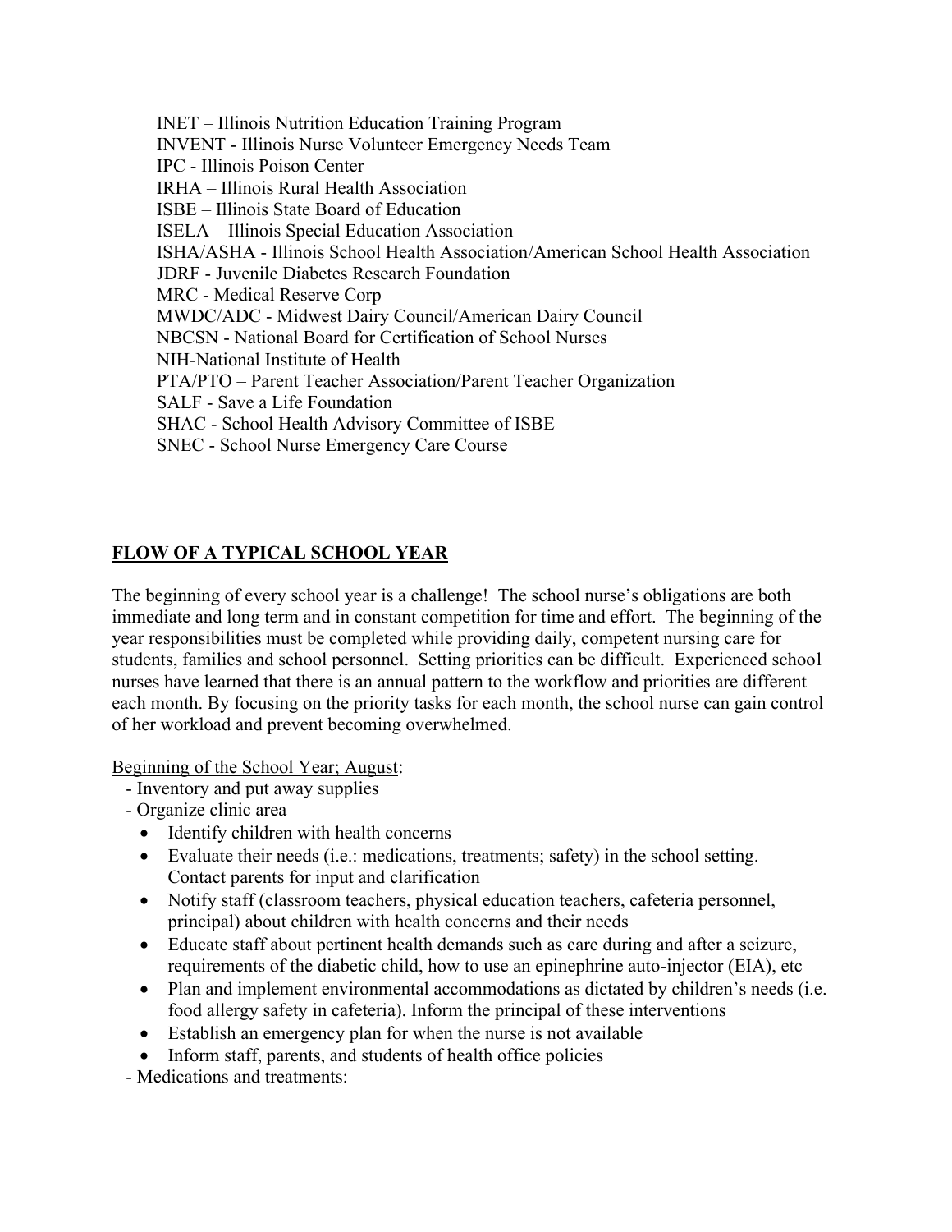INET – Illinois Nutrition Education Training Program
INVENT - Illinois Nurse Volunteer Emergency Needs Team
IPC - Illinois Poison Center
IRHA – Illinois Rural Health Association
ISBE – Illinois State Board of Education
ISELA – Illinois Special Education Association
ISHA/ASHA - Illinois School Health Association/American School Health Association
JDRF - Juvenile Diabetes Research Foundation
MRC - Medical Reserve Corp
MWDC/ADC - Midwest Dairy Council/American Dairy Council
NBCSN - National Board for Certification of School Nurses
NIH-National Institute of Health
PTA/PTO – Parent Teacher Association/Parent Teacher Organization
SALF - Save a Life Foundation
SHAC - School Health Advisory Committee of ISBE
SNEC - School Nurse Emergency Care Course

## FLOW OF A TYPICAL SCHOOL YEAR

The beginning of every school year is a challenge! The school nurse's obligations are both immediate and long term and in constant competition for time and effort. The beginning of the year responsibilities must be completed while providing daily, competent nursing care for students, families and school personnel. Setting priorities can be difficult. Experienced school nurses have learned that there is an annual pattern to the workflow and priorities are different each month. By focusing on the priority tasks for each month, the school nurse can gain control of her workload and prevent becoming overwhelmed.

<u>Beginning of the School Year; August</u>:

- Inventory and put away supplies
- Organize clinic area
  - Identify children with health concerns
  - Evaluate their needs (i.e.: medications, treatments; safety) in the school setting. Contact parents for input and clarification
  - Notify staff (classroom teachers, physical education teachers, cafeteria personnel, principal) about children with health concerns and their needs
  - Educate staff about pertinent health demands such as care during and after a seizure, requirements of the diabetic child, how to use an epinephrine auto-injector (EIA), etc
  - Plan and implement environmental accommodations as dictated by children's needs (i.e. food allergy safety in cafeteria). Inform the principal of these interventions
  - Establish an emergency plan for when the nurse is not available
  - Inform staff, parents, and students of health office policies
- Medications and treatments: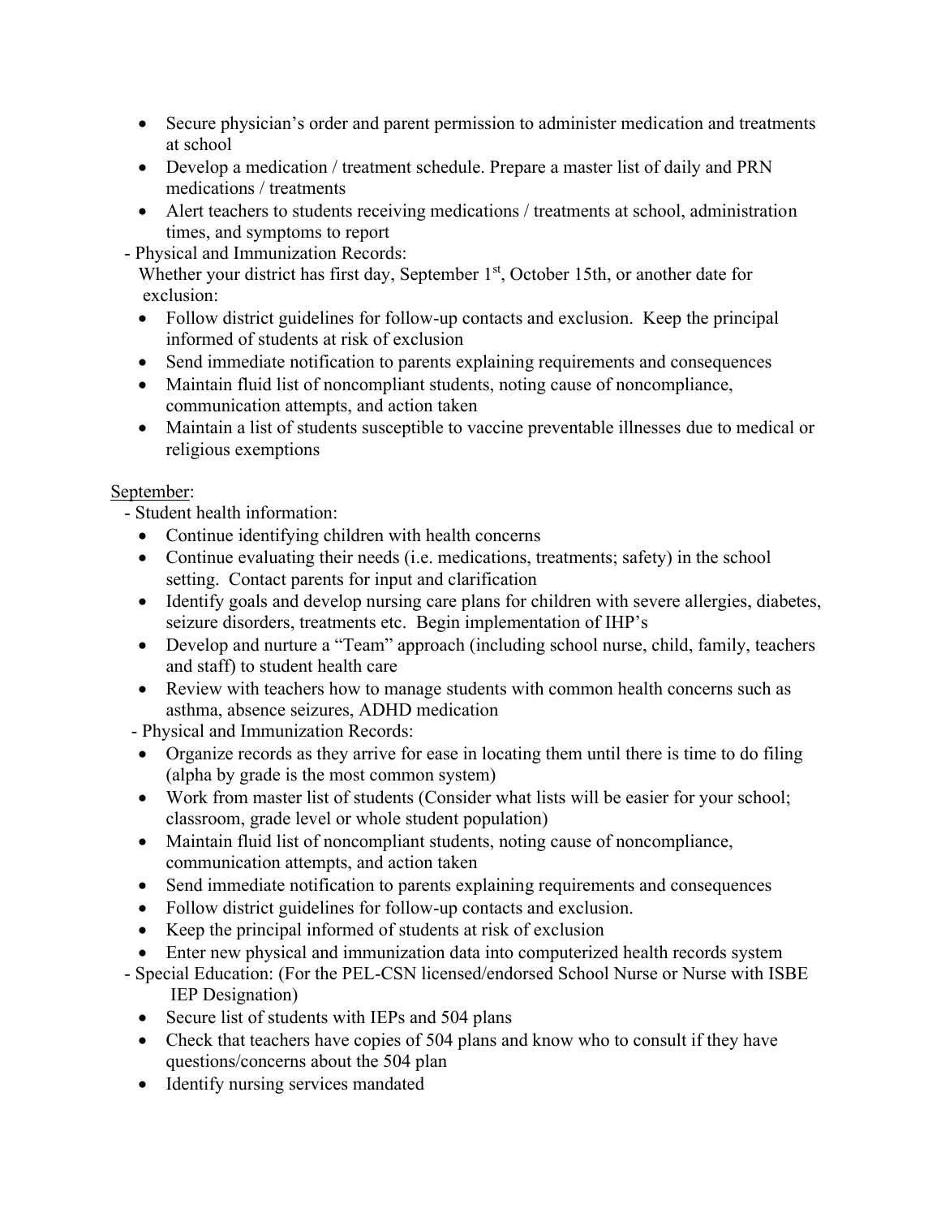- Secure physician's order and parent permission to administer medication and treatments at school
- Develop a medication / treatment schedule. Prepare a master list of daily and PRN medications / treatments
- Alert teachers to students receiving medications / treatments at school, administration times, and symptoms to report

- Physical and Immunization Records:

  Whether your district has first day, September 1st, October 15th, or another date for exclusion:

  - Follow district guidelines for follow-up contacts and exclusion. Keep the principal informed of students at risk of exclusion
  - Send immediate notification to parents explaining requirements and consequences
  - Maintain fluid list of noncompliant students, noting cause of noncompliance, communication attempts, and action taken
  - Maintain a list of students susceptible to vaccine preventable illnesses due to medical or religious exemptions

<u>September</u>:

- Student health information:
  - Continue identifying children with health concerns
  - Continue evaluating their needs (i.e. medications, treatments; safety) in the school setting. Contact parents for input and clarification
  - Identify goals and develop nursing care plans for children with severe allergies, diabetes, seizure disorders, treatments etc. Begin implementation of IHP's
  - Develop and nurture a "Team" approach (including school nurse, child, family, teachers and staff) to student health care
  - Review with teachers how to manage students with common health concerns such as asthma, absence seizures, ADHD medication
- Physical and Immunization Records:
  - Organize records as they arrive for ease in locating them until there is time to do filing (alpha by grade is the most common system)
  - Work from master list of students (Consider what lists will be easier for your school; classroom, grade level or whole student population)
  - Maintain fluid list of noncompliant students, noting cause of noncompliance, communication attempts, and action taken
  - Send immediate notification to parents explaining requirements and consequences
  - Follow district guidelines for follow-up contacts and exclusion.
  - Keep the principal informed of students at risk of exclusion
  - Enter new physical and immunization data into computerized health records system
- Special Education: (For the PEL-CSN licensed/endorsed School Nurse or Nurse with ISBE IEP Designation)
  - Secure list of students with IEPs and 504 plans
  - Check that teachers have copies of 504 plans and know who to consult if they have questions/concerns about the 504 plan
  - Identify nursing services mandated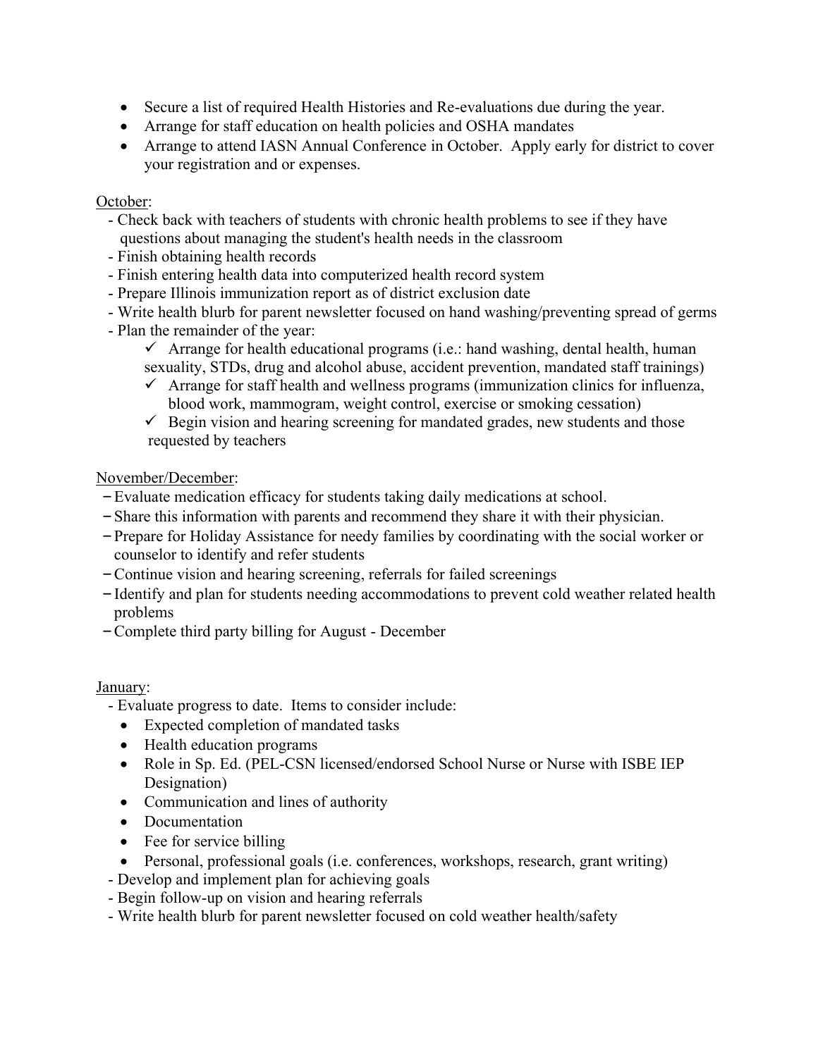- Secure a list of required Health Histories and Re-evaluations due during the year.
- Arrange for staff education on health policies and OSHA mandates
- Arrange to attend IASN Annual Conference in October. Apply early for district to cover your registration and or expenses.

<u>October</u>:

- Check back with teachers of students with chronic health problems to see if they have questions about managing the student's health needs in the classroom
- Finish obtaining health records
- Finish entering health data into computerized health record system
- Prepare Illinois immunization report as of district exclusion date
- Write health blurb for parent newsletter focused on hand washing/preventing spread of germs
- Plan the remainder of the year:
  - ✓ Arrange for health educational programs (i.e.: hand washing, dental health, human sexuality, STDs, drug and alcohol abuse, accident prevention, mandated staff trainings)
  - ✓ Arrange for staff health and wellness programs (immunization clinics for influenza, blood work, mammogram, weight control, exercise or smoking cessation)
  - ✓ Begin vision and hearing screening for mandated grades, new students and those requested by teachers

<u>November/December</u>:

- Evaluate medication efficacy for students taking daily medications at school.
- Share this information with parents and recommend they share it with their physician.
- Prepare for Holiday Assistance for needy families by coordinating with the social worker or counselor to identify and refer students
- Continue vision and hearing screening, referrals for failed screenings
- Identify and plan for students needing accommodations to prevent cold weather related health problems
- Complete third party billing for August - December

<u>January</u>:

- Evaluate progress to date. Items to consider include:
  - Expected completion of mandated tasks
  - Health education programs
  - Role in Sp. Ed. (PEL-CSN licensed/endorsed School Nurse or Nurse with ISBE IEP Designation)
  - Communication and lines of authority
  - Documentation
  - Fee for service billing
  - Personal, professional goals (i.e. conferences, workshops, research, grant writing)
- Develop and implement plan for achieving goals
- Begin follow-up on vision and hearing referrals
- Write health blurb for parent newsletter focused on cold weather health/safety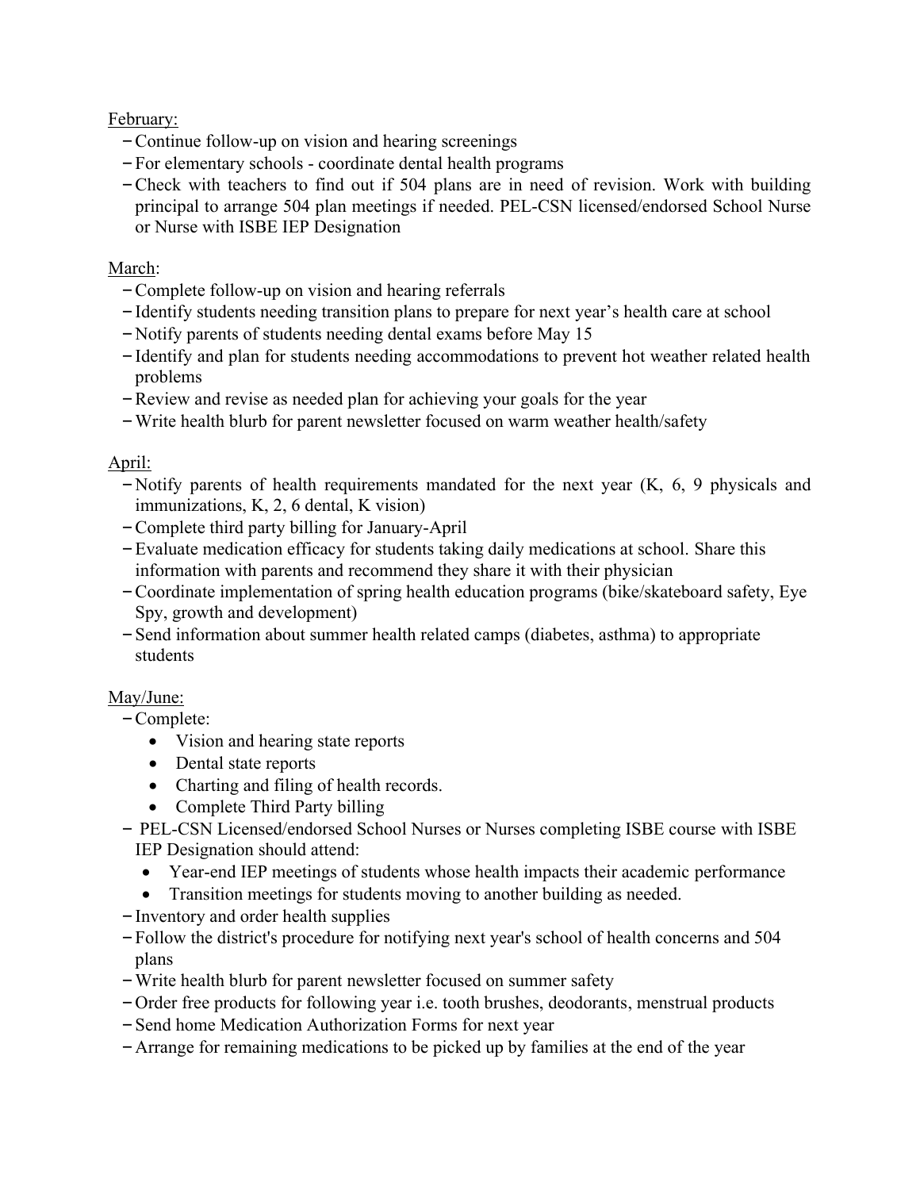<u>February:</u>

- Continue follow-up on vision and hearing screenings
- For elementary schools - coordinate dental health programs
- Check with teachers to find out if 504 plans are in need of revision. Work with building principal to arrange 504 plan meetings if needed. PEL-CSN licensed/endorsed School Nurse or Nurse with ISBE IEP Designation

<u>March</u>:

- Complete follow-up on vision and hearing referrals
- Identify students needing transition plans to prepare for next year's health care at school
- Notify parents of students needing dental exams before May 15
- Identify and plan for students needing accommodations to prevent hot weather related health problems
- Review and revise as needed plan for achieving your goals for the year
- Write health blurb for parent newsletter focused on warm weather health/safety

<u>April:</u>

- Notify parents of health requirements mandated for the next year (K, 6, 9 physicals and immunizations, K, 2, 6 dental, K vision)
- Complete third party billing for January-April
- Evaluate medication efficacy for students taking daily medications at school. Share this information with parents and recommend they share it with their physician
- Coordinate implementation of spring health education programs (bike/skateboard safety, Eye Spy, growth and development)
- Send information about summer health related camps (diabetes, asthma) to appropriate students

<u>May/June:</u>

- Complete:
  - Vision and hearing state reports
  - Dental state reports
  - Charting and filing of health records.
  - Complete Third Party billing
- PEL-CSN Licensed/endorsed School Nurses or Nurses completing ISBE course with ISBE IEP Designation should attend:
  - Year-end IEP meetings of students whose health impacts their academic performance
  - Transition meetings for students moving to another building as needed.
- Inventory and order health supplies
- Follow the district's procedure for notifying next year's school of health concerns and 504 plans
- Write health blurb for parent newsletter focused on summer safety
- Order free products for following year i.e. tooth brushes, deodorants, menstrual products
- Send home Medication Authorization Forms for next year
- Arrange for remaining medications to be picked up by families at the end of the year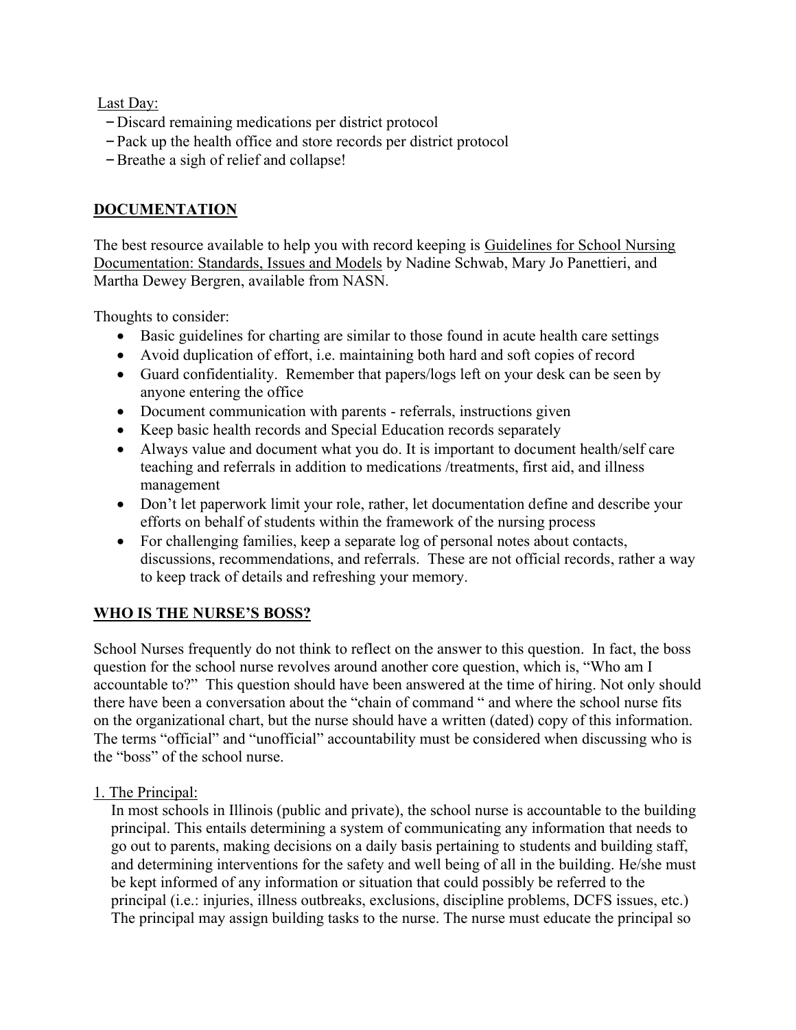Last Day:

- Discard remaining medications per district protocol
- Pack up the health office and store records per district protocol
- Breathe a sigh of relief and collapse!

## DOCUMENTATION

The best resource available to help you with record keeping is Guidelines for School Nursing Documentation: Standards, Issues and Models by Nadine Schwab, Mary Jo Panettieri, and Martha Dewey Bergren, available from NASN.

Thoughts to consider:

- Basic guidelines for charting are similar to those found in acute health care settings
- Avoid duplication of effort, i.e. maintaining both hard and soft copies of record
- Guard confidentiality. Remember that papers/logs left on your desk can be seen by anyone entering the office
- Document communication with parents - referrals, instructions given
- Keep basic health records and Special Education records separately
- Always value and document what you do. It is important to document health/self care teaching and referrals in addition to medications /treatments, first aid, and illness management
- Don't let paperwork limit your role, rather, let documentation define and describe your efforts on behalf of students within the framework of the nursing process
- For challenging families, keep a separate log of personal notes about contacts, discussions, recommendations, and referrals. These are not official records, rather a way to keep track of details and refreshing your memory.

## WHO IS THE NURSE'S BOSS?

School Nurses frequently do not think to reflect on the answer to this question. In fact, the boss question for the school nurse revolves around another core question, which is, "Who am I accountable to?" This question should have been answered at the time of hiring. Not only should there have been a conversation about the "chain of command " and where the school nurse fits on the organizational chart, but the nurse should have a written (dated) copy of this information. The terms "official" and "unofficial" accountability must be considered when discussing who is the "boss" of the school nurse.

1. The Principal:

In most schools in Illinois (public and private), the school nurse is accountable to the building principal. This entails determining a system of communicating any information that needs to go out to parents, making decisions on a daily basis pertaining to students and building staff, and determining interventions for the safety and well being of all in the building. He/she must be kept informed of any information or situation that could possibly be referred to the principal (i.e.: injuries, illness outbreaks, exclusions, discipline problems, DCFS issues, etc.) The principal may assign building tasks to the nurse. The nurse must educate the principal so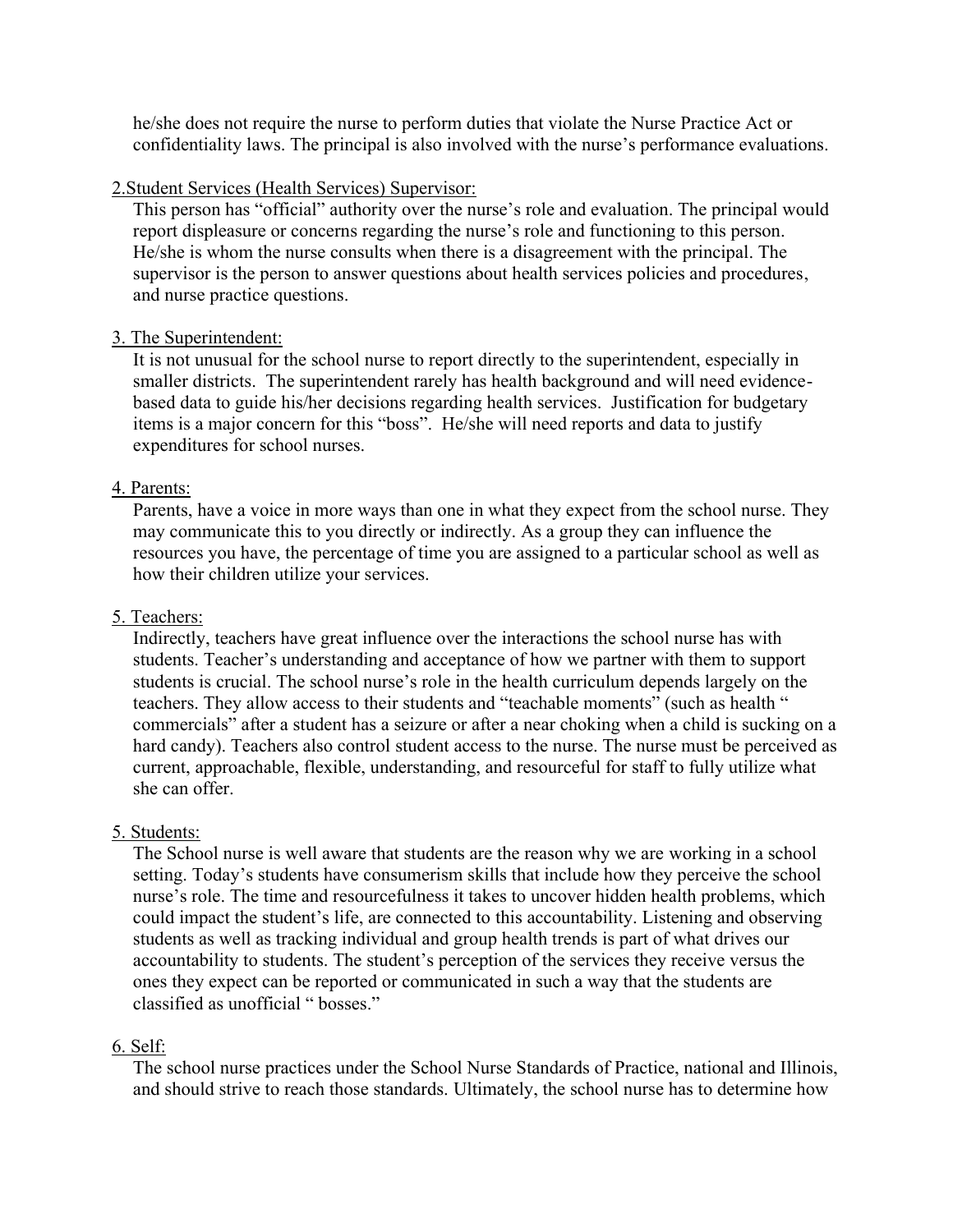he/she does not require the nurse to perform duties that violate the Nurse Practice Act or confidentiality laws. The principal is also involved with the nurse's performance evaluations.

<u>2.Student Services (Health Services) Supervisor:</u>

This person has "official" authority over the nurse's role and evaluation. The principal would report displeasure or concerns regarding the nurse's role and functioning to this person. He/she is whom the nurse consults when there is a disagreement with the principal. The supervisor is the person to answer questions about health services policies and procedures, and nurse practice questions.

<u>3. The Superintendent:</u>

It is not unusual for the school nurse to report directly to the superintendent, especially in smaller districts. The superintendent rarely has health background and will need evidence-based data to guide his/her decisions regarding health services. Justification for budgetary items is a major concern for this "boss". He/she will need reports and data to justify expenditures for school nurses.

<u>4. Parents:</u>

Parents, have a voice in more ways than one in what they expect from the school nurse. They may communicate this to you directly or indirectly. As a group they can influence the resources you have, the percentage of time you are assigned to a particular school as well as how their children utilize your services.

<u>5. Teachers:</u>

Indirectly, teachers have great influence over the interactions the school nurse has with students. Teacher's understanding and acceptance of how we partner with them to support students is crucial. The school nurse's role in the health curriculum depends largely on the teachers. They allow access to their students and "teachable moments" (such as health " commercials" after a student has a seizure or after a near choking when a child is sucking on a hard candy). Teachers also control student access to the nurse. The nurse must be perceived as current, approachable, flexible, understanding, and resourceful for staff to fully utilize what she can offer.

<u>5. Students:</u>

The School nurse is well aware that students are the reason why we are working in a school setting. Today's students have consumerism skills that include how they perceive the school nurse's role. The time and resourcefulness it takes to uncover hidden health problems, which could impact the student's life, are connected to this accountability. Listening and observing students as well as tracking individual and group health trends is part of what drives our accountability to students. The student's perception of the services they receive versus the ones they expect can be reported or communicated in such a way that the students are classified as unofficial " bosses."

<u>6. Self:</u>

The school nurse practices under the School Nurse Standards of Practice, national and Illinois, and should strive to reach those standards. Ultimately, the school nurse has to determine how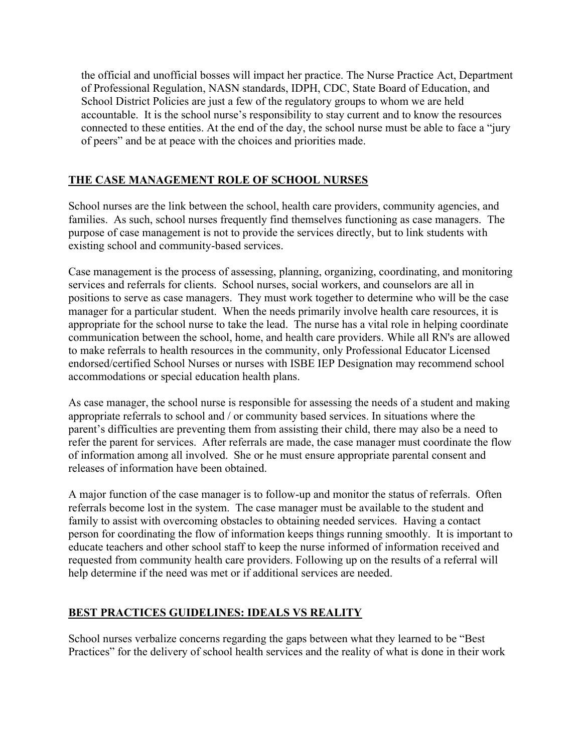the official and unofficial bosses will impact her practice. The Nurse Practice Act, Department of Professional Regulation, NASN standards, IDPH, CDC, State Board of Education, and School District Policies are just a few of the regulatory groups to whom we are held accountable. It is the school nurse's responsibility to stay current and to know the resources connected to these entities. At the end of the day, the school nurse must be able to face a "jury of peers" and be at peace with the choices and priorities made.

## THE CASE MANAGEMENT ROLE OF SCHOOL NURSES

School nurses are the link between the school, health care providers, community agencies, and families. As such, school nurses frequently find themselves functioning as case managers. The purpose of case management is not to provide the services directly, but to link students with existing school and community-based services.

Case management is the process of assessing, planning, organizing, coordinating, and monitoring services and referrals for clients. School nurses, social workers, and counselors are all in positions to serve as case managers. They must work together to determine who will be the case manager for a particular student. When the needs primarily involve health care resources, it is appropriate for the school nurse to take the lead. The nurse has a vital role in helping coordinate communication between the school, home, and health care providers. While all RN's are allowed to make referrals to health resources in the community, only Professional Educator Licensed endorsed/certified School Nurses or nurses with ISBE IEP Designation may recommend school accommodations or special education health plans.

As case manager, the school nurse is responsible for assessing the needs of a student and making appropriate referrals to school and / or community based services. In situations where the parent's difficulties are preventing them from assisting their child, there may also be a need to refer the parent for services. After referrals are made, the case manager must coordinate the flow of information among all involved. She or he must ensure appropriate parental consent and releases of information have been obtained.

A major function of the case manager is to follow-up and monitor the status of referrals. Often referrals become lost in the system. The case manager must be available to the student and family to assist with overcoming obstacles to obtaining needed services. Having a contact person for coordinating the flow of information keeps things running smoothly. It is important to educate teachers and other school staff to keep the nurse informed of information received and requested from community health care providers. Following up on the results of a referral will help determine if the need was met or if additional services are needed.

## BEST PRACTICES GUIDELINES: IDEALS VS REALITY

School nurses verbalize concerns regarding the gaps between what they learned to be "Best Practices" for the delivery of school health services and the reality of what is done in their work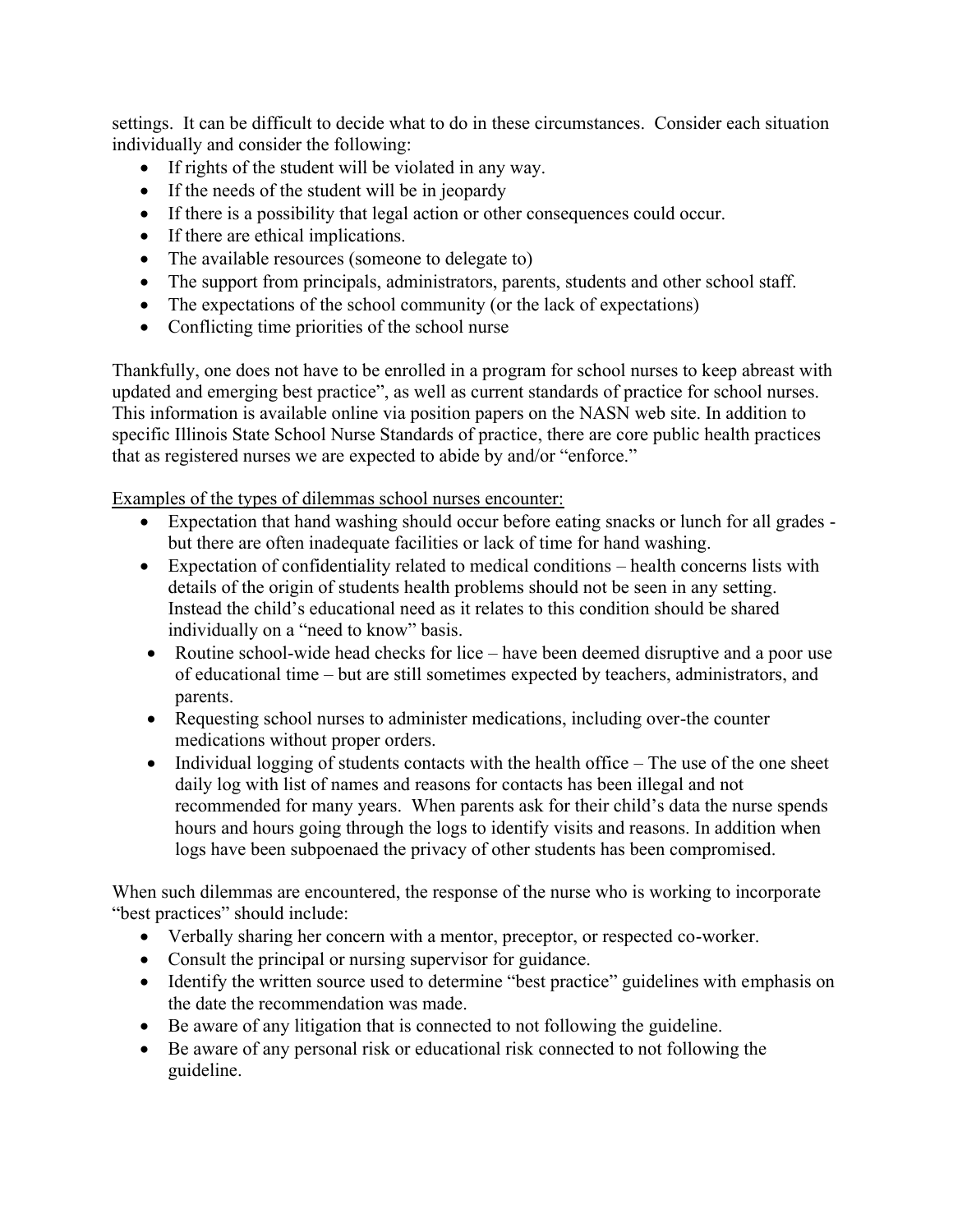settings. It can be difficult to decide what to do in these circumstances. Consider each situation individually and consider the following:

- If rights of the student will be violated in any way.
- If the needs of the student will be in jeopardy
- If there is a possibility that legal action or other consequences could occur.
- If there are ethical implications.
- The available resources (someone to delegate to)
- The support from principals, administrators, parents, students and other school staff.
- The expectations of the school community (or the lack of expectations)
- Conflicting time priorities of the school nurse

Thankfully, one does not have to be enrolled in a program for school nurses to keep abreast with updated and emerging best practice", as well as current standards of practice for school nurses. This information is available online via position papers on the NASN web site. In addition to specific Illinois State School Nurse Standards of practice, there are core public health practices that as registered nurses we are expected to abide by and/or "enforce."

<u>Examples of the types of dilemmas school nurses encounter:</u>

- Expectation that hand washing should occur before eating snacks or lunch for all grades - but there are often inadequate facilities or lack of time for hand washing.
- Expectation of confidentiality related to medical conditions – health concerns lists with details of the origin of students health problems should not be seen in any setting. Instead the child's educational need as it relates to this condition should be shared individually on a "need to know" basis.
- Routine school-wide head checks for lice – have been deemed disruptive and a poor use of educational time – but are still sometimes expected by teachers, administrators, and parents.
- Requesting school nurses to administer medications, including over-the counter medications without proper orders.
- Individual logging of students contacts with the health office – The use of the one sheet daily log with list of names and reasons for contacts has been illegal and not recommended for many years. When parents ask for their child's data the nurse spends hours and hours going through the logs to identify visits and reasons. In addition when logs have been subpoenaed the privacy of other students has been compromised.

When such dilemmas are encountered, the response of the nurse who is working to incorporate "best practices" should include:

- Verbally sharing her concern with a mentor, preceptor, or respected co-worker.
- Consult the principal or nursing supervisor for guidance.
- Identify the written source used to determine "best practice" guidelines with emphasis on the date the recommendation was made.
- Be aware of any litigation that is connected to not following the guideline.
- Be aware of any personal risk or educational risk connected to not following the guideline.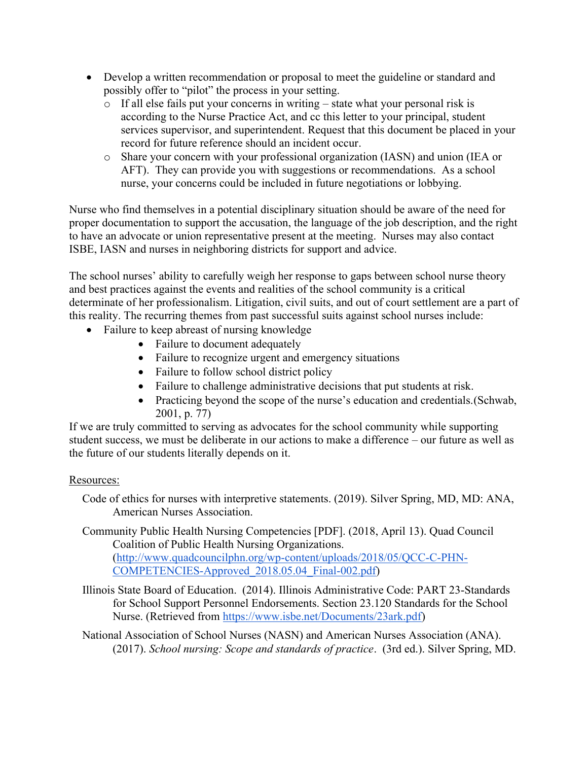- Develop a written recommendation or proposal to meet the guideline or standard and possibly offer to "pilot" the process in your setting.
  - If all else fails put your concerns in writing – state what your personal risk is according to the Nurse Practice Act, and cc this letter to your principal, student services supervisor, and superintendent. Request that this document be placed in your record for future reference should an incident occur.
  - Share your concern with your professional organization (IASN) and union (IEA or AFT). They can provide you with suggestions or recommendations. As a school nurse, your concerns could be included in future negotiations or lobbying.

Nurse who find themselves in a potential disciplinary situation should be aware of the need for proper documentation to support the accusation, the language of the job description, and the right to have an advocate or union representative present at the meeting. Nurses may also contact ISBE, IASN and nurses in neighboring districts for support and advice.

The school nurses' ability to carefully weigh her response to gaps between school nurse theory and best practices against the events and realities of the school community is a critical determinate of her professionalism. Litigation, civil suits, and out of court settlement are a part of this reality. The recurring themes from past successful suits against school nurses include:

- Failure to keep abreast of nursing knowledge
  - Failure to document adequately
  - Failure to recognize urgent and emergency situations
  - Failure to follow school district policy
  - Failure to challenge administrative decisions that put students at risk.
  - Practicing beyond the scope of the nurse's education and credentials.(Schwab, 2001, p. 77)

If we are truly committed to serving as advocates for the school community while supporting student success, we must be deliberate in our actions to make a difference – our future as well as the future of our students literally depends on it.

Resources:

Code of ethics for nurses with interpretive statements. (2019). Silver Spring, MD, MD: ANA, American Nurses Association.

Community Public Health Nursing Competencies [PDF]. (2018, April 13). Quad Council Coalition of Public Health Nursing Organizations. (http://www.quadcouncilphn.org/wp-content/uploads/2018/05/QCC-C-PHN-COMPETENCIES-Approved_2018.05.04_Final-002.pdf)

Illinois State Board of Education. (2014). Illinois Administrative Code: PART 23-Standards for School Support Personnel Endorsements. Section 23.120 Standards for the School Nurse. (Retrieved from https://www.isbe.net/Documents/23ark.pdf)

National Association of School Nurses (NASN) and American Nurses Association (ANA). (2017). *School nursing: Scope and standards of practice*. (3rd ed.). Silver Spring, MD.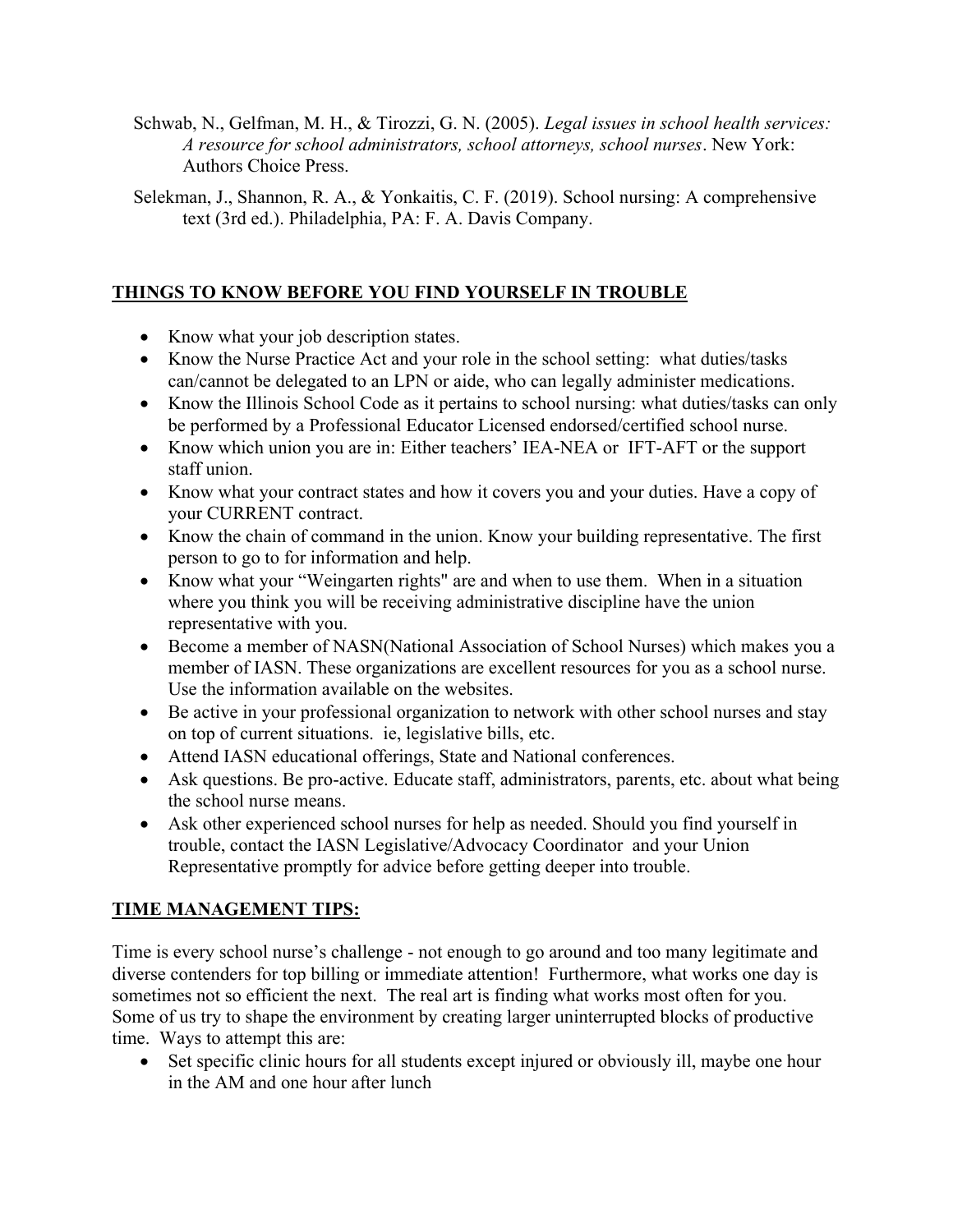Schwab, N., Gelfman, M. H., & Tirozzi, G. N. (2005). *Legal issues in school health services: A resource for school administrators, school attorneys, school nurses*. New York: Authors Choice Press.

Selekman, J., Shannon, R. A., & Yonkaitis, C. F. (2019). School nursing: A comprehensive text (3rd ed.). Philadelphia, PA: F. A. Davis Company.

## THINGS TO KNOW BEFORE YOU FIND YOURSELF IN TROUBLE

- Know what your job description states.
- Know the Nurse Practice Act and your role in the school setting: what duties/tasks can/cannot be delegated to an LPN or aide, who can legally administer medications.
- Know the Illinois School Code as it pertains to school nursing: what duties/tasks can only be performed by a Professional Educator Licensed endorsed/certified school nurse.
- Know which union you are in: Either teachers' IEA-NEA or IFT-AFT or the support staff union.
- Know what your contract states and how it covers you and your duties. Have a copy of your CURRENT contract.
- Know the chain of command in the union. Know your building representative. The first person to go to for information and help.
- Know what your "Weingarten rights" are and when to use them. When in a situation where you think you will be receiving administrative discipline have the union representative with you.
- Become a member of NASN(National Association of School Nurses) which makes you a member of IASN. These organizations are excellent resources for you as a school nurse. Use the information available on the websites.
- Be active in your professional organization to network with other school nurses and stay on top of current situations. ie, legislative bills, etc.
- Attend IASN educational offerings, State and National conferences.
- Ask questions. Be pro-active. Educate staff, administrators, parents, etc. about what being the school nurse means.
- Ask other experienced school nurses for help as needed. Should you find yourself in trouble, contact the IASN Legislative/Advocacy Coordinator and your Union Representative promptly for advice before getting deeper into trouble.

## TIME MANAGEMENT TIPS:

Time is every school nurse's challenge - not enough to go around and too many legitimate and diverse contenders for top billing or immediate attention! Furthermore, what works one day is sometimes not so efficient the next. The real art is finding what works most often for you. Some of us try to shape the environment by creating larger uninterrupted blocks of productive time. Ways to attempt this are:

- Set specific clinic hours for all students except injured or obviously ill, maybe one hour in the AM and one hour after lunch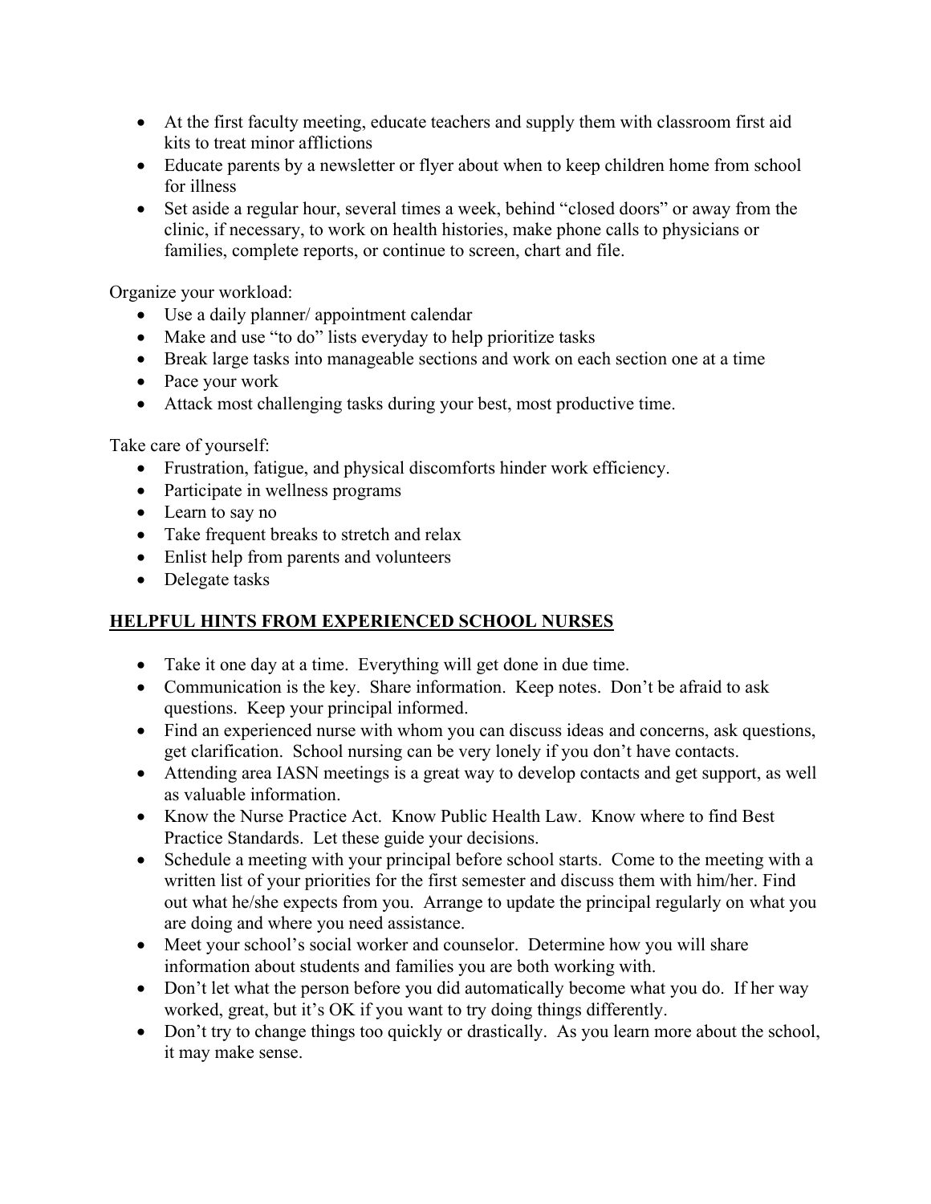- At the first faculty meeting, educate teachers and supply them with classroom first aid kits to treat minor afflictions
- Educate parents by a newsletter or flyer about when to keep children home from school for illness
- Set aside a regular hour, several times a week, behind "closed doors" or away from the clinic, if necessary, to work on health histories, make phone calls to physicians or families, complete reports, or continue to screen, chart and file.

Organize your workload:

- Use a daily planner/ appointment calendar
- Make and use "to do" lists everyday to help prioritize tasks
- Break large tasks into manageable sections and work on each section one at a time
- Pace your work
- Attack most challenging tasks during your best, most productive time.

Take care of yourself:

- Frustration, fatigue, and physical discomforts hinder work efficiency.
- Participate in wellness programs
- Learn to say no
- Take frequent breaks to stretch and relax
- Enlist help from parents and volunteers
- Delegate tasks

## HELPFUL HINTS FROM EXPERIENCED SCHOOL NURSES

- Take it one day at a time. Everything will get done in due time.
- Communication is the key. Share information. Keep notes. Don't be afraid to ask questions. Keep your principal informed.
- Find an experienced nurse with whom you can discuss ideas and concerns, ask questions, get clarification. School nursing can be very lonely if you don't have contacts.
- Attending area IASN meetings is a great way to develop contacts and get support, as well as valuable information.
- Know the Nurse Practice Act. Know Public Health Law. Know where to find Best Practice Standards. Let these guide your decisions.
- Schedule a meeting with your principal before school starts. Come to the meeting with a written list of your priorities for the first semester and discuss them with him/her. Find out what he/she expects from you. Arrange to update the principal regularly on what you are doing and where you need assistance.
- Meet your school's social worker and counselor. Determine how you will share information about students and families you are both working with.
- Don't let what the person before you did automatically become what you do. If her way worked, great, but it's OK if you want to try doing things differently.
- Don't try to change things too quickly or drastically. As you learn more about the school, it may make sense.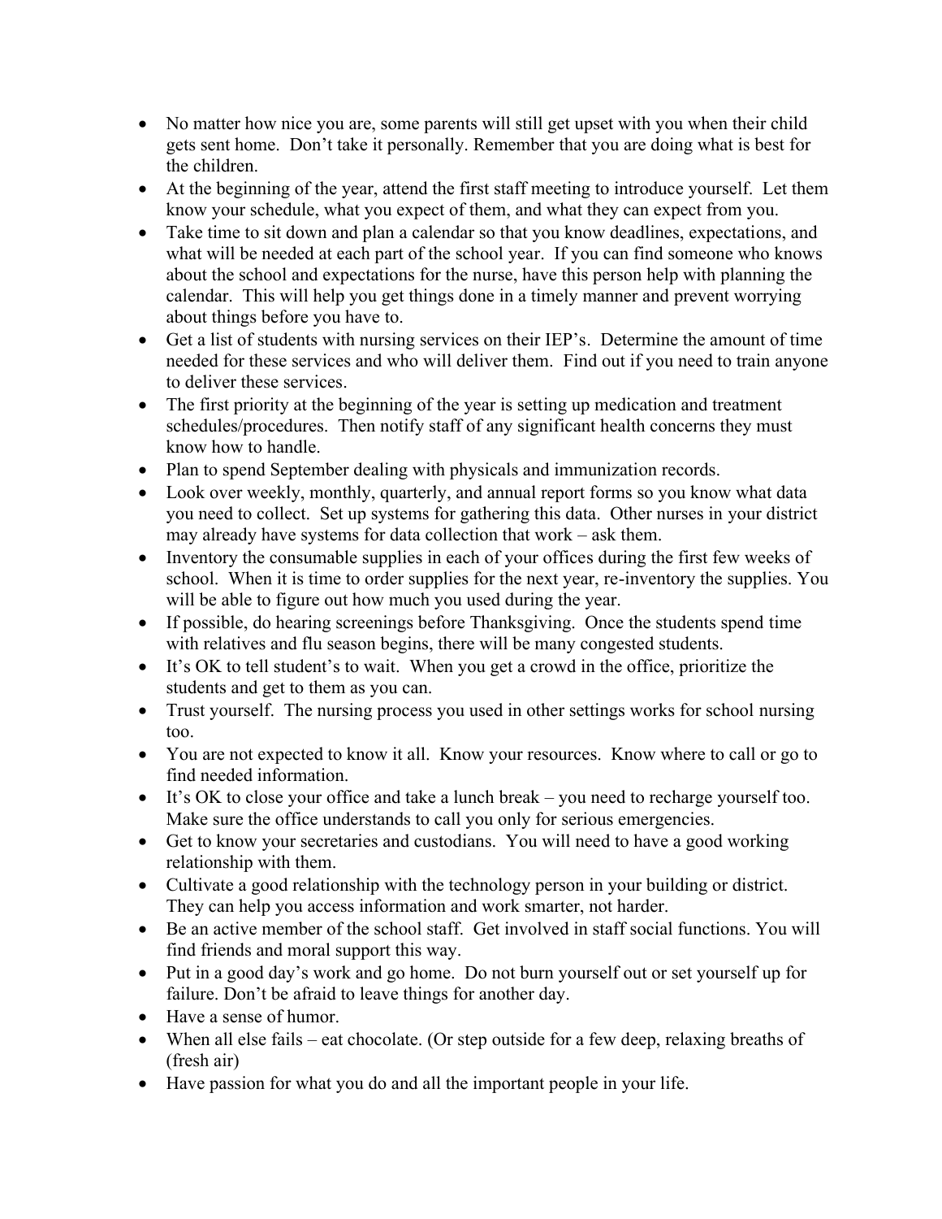- No matter how nice you are, some parents will still get upset with you when their child gets sent home. Don't take it personally. Remember that you are doing what is best for the children.
- At the beginning of the year, attend the first staff meeting to introduce yourself. Let them know your schedule, what you expect of them, and what they can expect from you.
- Take time to sit down and plan a calendar so that you know deadlines, expectations, and what will be needed at each part of the school year. If you can find someone who knows about the school and expectations for the nurse, have this person help with planning the calendar. This will help you get things done in a timely manner and prevent worrying about things before you have to.
- Get a list of students with nursing services on their IEP's. Determine the amount of time needed for these services and who will deliver them. Find out if you need to train anyone to deliver these services.
- The first priority at the beginning of the year is setting up medication and treatment schedules/procedures. Then notify staff of any significant health concerns they must know how to handle.
- Plan to spend September dealing with physicals and immunization records.
- Look over weekly, monthly, quarterly, and annual report forms so you know what data you need to collect. Set up systems for gathering this data. Other nurses in your district may already have systems for data collection that work – ask them.
- Inventory the consumable supplies in each of your offices during the first few weeks of school. When it is time to order supplies for the next year, re-inventory the supplies. You will be able to figure out how much you used during the year.
- If possible, do hearing screenings before Thanksgiving. Once the students spend time with relatives and flu season begins, there will be many congested students.
- It's OK to tell student's to wait. When you get a crowd in the office, prioritize the students and get to them as you can.
- Trust yourself. The nursing process you used in other settings works for school nursing too.
- You are not expected to know it all. Know your resources. Know where to call or go to find needed information.
- It's OK to close your office and take a lunch break – you need to recharge yourself too. Make sure the office understands to call you only for serious emergencies.
- Get to know your secretaries and custodians. You will need to have a good working relationship with them.
- Cultivate a good relationship with the technology person in your building or district. They can help you access information and work smarter, not harder.
- Be an active member of the school staff. Get involved in staff social functions. You will find friends and moral support this way.
- Put in a good day's work and go home. Do not burn yourself out or set yourself up for failure. Don't be afraid to leave things for another day.
- Have a sense of humor.
- When all else fails – eat chocolate. (Or step outside for a few deep, relaxing breaths of (fresh air)
- Have passion for what you do and all the important people in your life.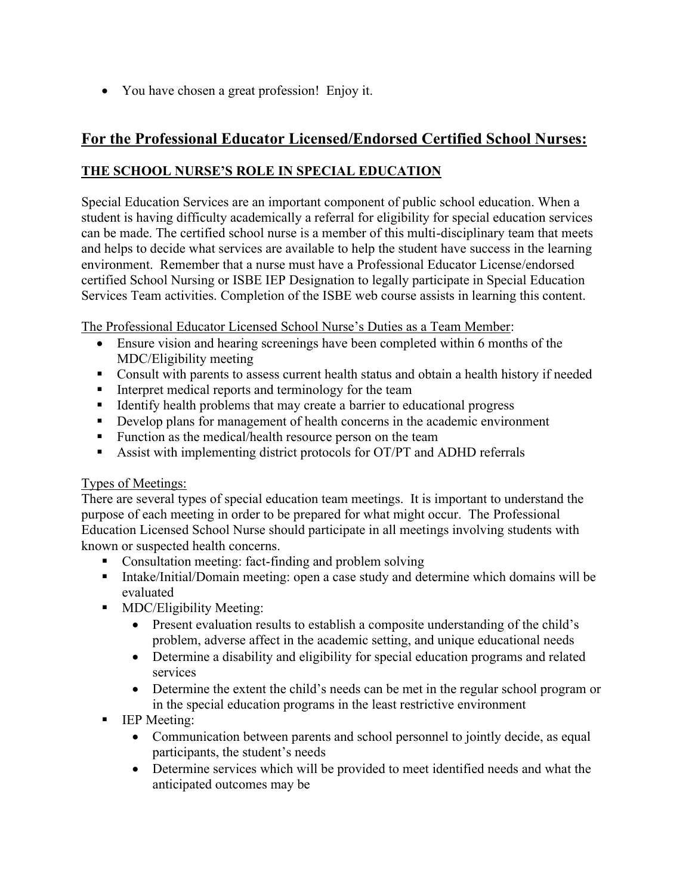- You have chosen a great profession! Enjoy it.

## For the Professional Educator Licensed/Endorsed Certified School Nurses:

### THE SCHOOL NURSE'S ROLE IN SPECIAL EDUCATION

Special Education Services are an important component of public school education. When a student is having difficulty academically a referral for eligibility for special education services can be made. The certified school nurse is a member of this multi-disciplinary team that meets and helps to decide what services are available to help the student have success in the learning environment. Remember that a nurse must have a Professional Educator License/endorsed certified School Nursing or ISBE IEP Designation to legally participate in Special Education Services Team activities. Completion of the ISBE web course assists in learning this content.

The Professional Educator Licensed School Nurse's Duties as a Team Member:

- Ensure vision and hearing screenings have been completed within 6 months of the MDC/Eligibility meeting
- Consult with parents to assess current health status and obtain a health history if needed
- Interpret medical reports and terminology for the team
- Identify health problems that may create a barrier to educational progress
- Develop plans for management of health concerns in the academic environment
- Function as the medical/health resource person on the team
- Assist with implementing district protocols for OT/PT and ADHD referrals

Types of Meetings:

There are several types of special education team meetings. It is important to understand the purpose of each meeting in order to be prepared for what might occur. The Professional Education Licensed School Nurse should participate in all meetings involving students with known or suspected health concerns.

- Consultation meeting: fact-finding and problem solving
- Intake/Initial/Domain meeting: open a case study and determine which domains will be evaluated
- MDC/Eligibility Meeting:
  - Present evaluation results to establish a composite understanding of the child's problem, adverse affect in the academic setting, and unique educational needs
  - Determine a disability and eligibility for special education programs and related services
  - Determine the extent the child's needs can be met in the regular school program or in the special education programs in the least restrictive environment
- IEP Meeting:
  - Communication between parents and school personnel to jointly decide, as equal participants, the student's needs
  - Determine services which will be provided to meet identified needs and what the anticipated outcomes may be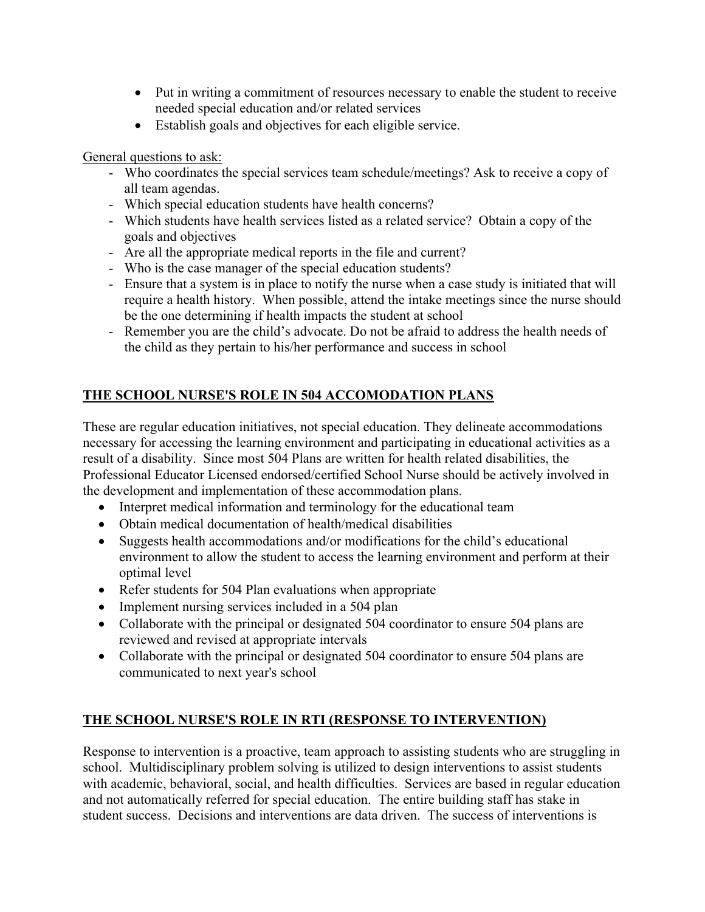- Put in writing a commitment of resources necessary to enable the student to receive needed special education and/or related services
- Establish goals and objectives for each eligible service.

General questions to ask:

- Who coordinates the special services team schedule/meetings? Ask to receive a copy of all team agendas.
- Which special education students have health concerns?
- Which students have health services listed as a related service? Obtain a copy of the goals and objectives
- Are all the appropriate medical reports in the file and current?
- Who is the case manager of the special education students?
- Ensure that a system is in place to notify the nurse when a case study is initiated that will require a health history. When possible, attend the intake meetings since the nurse should be the one determining if health impacts the student at school
- Remember you are the child's advocate. Do not be afraid to address the health needs of the child as they pertain to his/her performance and success in school

## THE SCHOOL NURSE'S ROLE IN 504 ACCOMODATION PLANS

These are regular education initiatives, not special education. They delineate accommodations necessary for accessing the learning environment and participating in educational activities as a result of a disability. Since most 504 Plans are written for health related disabilities, the Professional Educator Licensed endorsed/certified School Nurse should be actively involved in the development and implementation of these accommodation plans.

- Interpret medical information and terminology for the educational team
- Obtain medical documentation of health/medical disabilities
- Suggests health accommodations and/or modifications for the child's educational environment to allow the student to access the learning environment and perform at their optimal level
- Refer students for 504 Plan evaluations when appropriate
- Implement nursing services included in a 504 plan
- Collaborate with the principal or designated 504 coordinator to ensure 504 plans are reviewed and revised at appropriate intervals
- Collaborate with the principal or designated 504 coordinator to ensure 504 plans are communicated to next year's school

## THE SCHOOL NURSE'S ROLE IN RTI (RESPONSE TO INTERVENTION)

Response to intervention is a proactive, team approach to assisting students who are struggling in school. Multidisciplinary problem solving is utilized to design interventions to assist students with academic, behavioral, social, and health difficulties. Services are based in regular education and not automatically referred for special education. The entire building staff has stake in student success. Decisions and interventions are data driven. The success of interventions is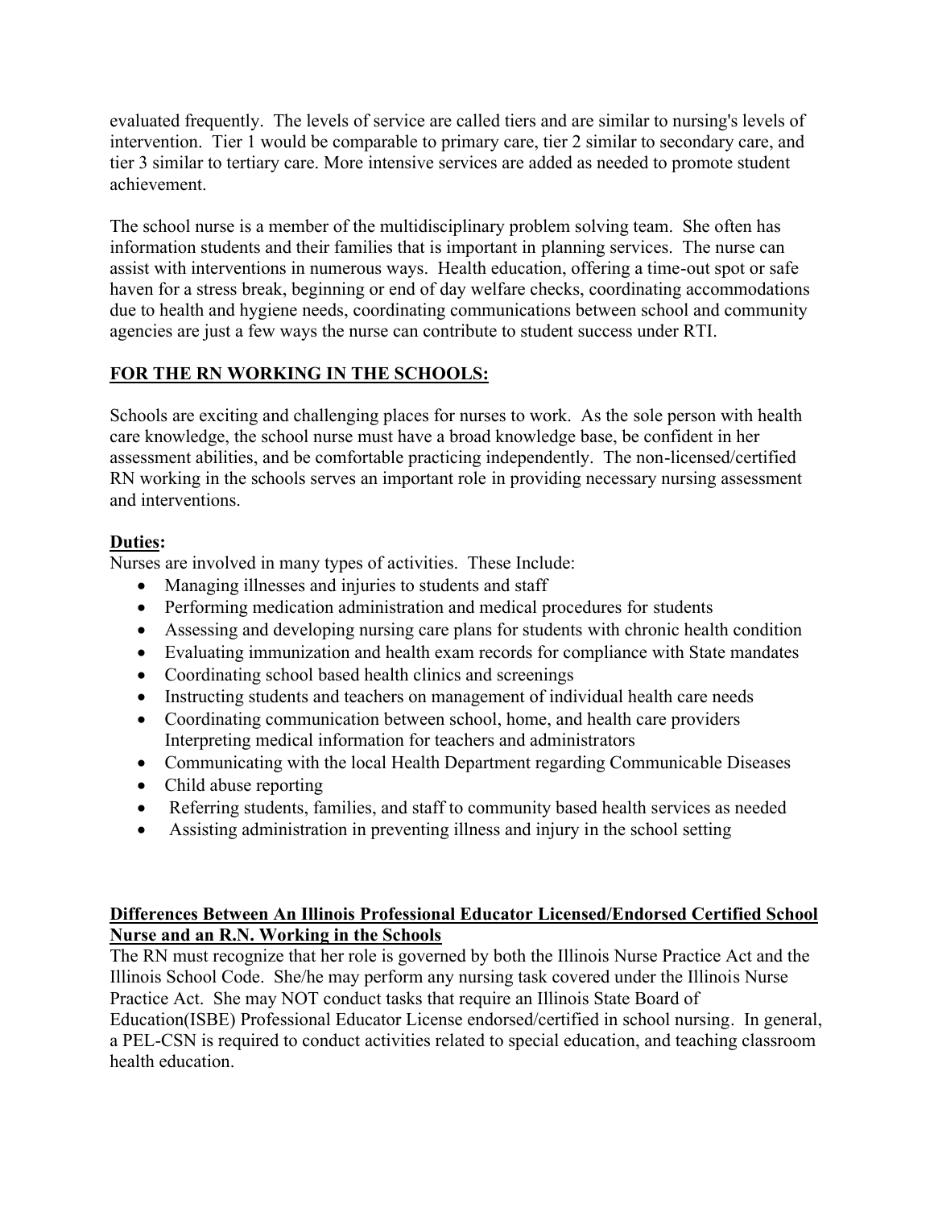evaluated frequently. The levels of service are called tiers and are similar to nursing's levels of intervention. Tier 1 would be comparable to primary care, tier 2 similar to secondary care, and tier 3 similar to tertiary care. More intensive services are added as needed to promote student achievement.

The school nurse is a member of the multidisciplinary problem solving team. She often has information students and their families that is important in planning services. The nurse can assist with interventions in numerous ways. Health education, offering a time-out spot or safe haven for a stress break, beginning or end of day welfare checks, coordinating accommodations due to health and hygiene needs, coordinating communications between school and community agencies are just a few ways the nurse can contribute to student success under RTI.

## **<u>FOR THE RN WORKING IN THE SCHOOLS:</u>**

Schools are exciting and challenging places for nurses to work. As the sole person with health care knowledge, the school nurse must have a broad knowledge base, be confident in her assessment abilities, and be comfortable practicing independently. The non-licensed/certified RN working in the schools serves an important role in providing necessary nursing assessment and interventions.

### **<u>Duties</u>:**

Nurses are involved in many types of activities. These Include:

- Managing illnesses and injuries to students and staff
- Performing medication administration and medical procedures for students
- Assessing and developing nursing care plans for students with chronic health condition
- Evaluating immunization and health exam records for compliance with State mandates
- Coordinating school based health clinics and screenings
- Instructing students and teachers on management of individual health care needs
- Coordinating communication between school, home, and health care providers Interpreting medical information for teachers and administrators
- Communicating with the local Health Department regarding Communicable Diseases
- Child abuse reporting
- Referring students, families, and staff to community based health services as needed
- Assisting administration in preventing illness and injury in the school setting

### **<u>Differences Between An Illinois Professional Educator Licensed/Endorsed Certified School Nurse and an R.N. Working in the Schools</u>**

The RN must recognize that her role is governed by both the Illinois Nurse Practice Act and the Illinois School Code. She/he may perform any nursing task covered under the Illinois Nurse Practice Act. She may NOT conduct tasks that require an Illinois State Board of Education(ISBE) Professional Educator License endorsed/certified in school nursing. In general, a PEL-CSN is required to conduct activities related to special education, and teaching classroom health education.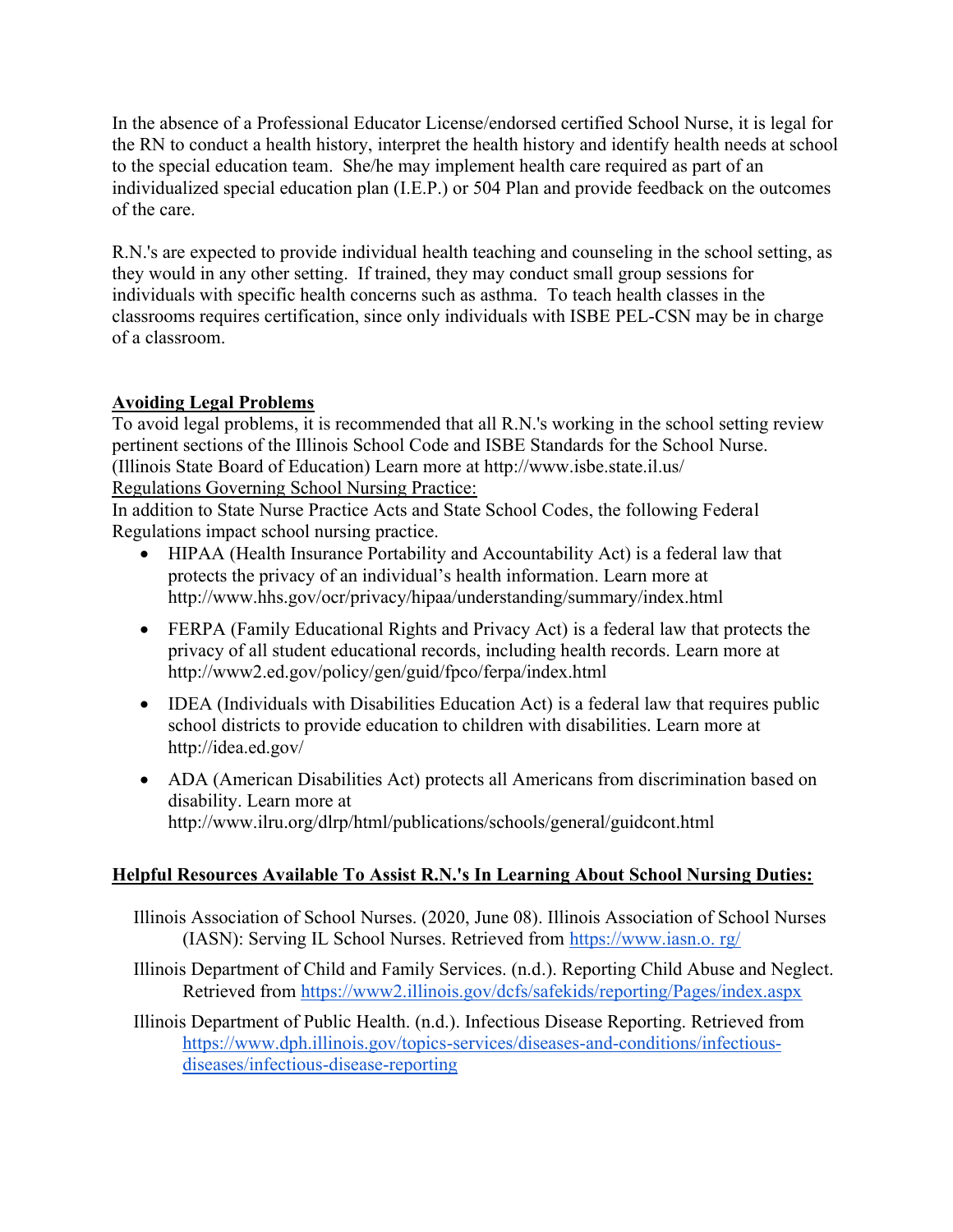In the absence of a Professional Educator License/endorsed certified School Nurse, it is legal for the RN to conduct a health history, interpret the health history and identify health needs at school to the special education team. She/he may implement health care required as part of an individualized special education plan (I.E.P.) or 504 Plan and provide feedback on the outcomes of the care.

R.N.'s are expected to provide individual health teaching and counseling in the school setting, as they would in any other setting. If trained, they may conduct small group sessions for individuals with specific health concerns such as asthma. To teach health classes in the classrooms requires certification, since only individuals with ISBE PEL-CSN may be in charge of a classroom.

## Avoiding Legal Problems

To avoid legal problems, it is recommended that all R.N.'s working in the school setting review pertinent sections of the Illinois School Code and ISBE Standards for the School Nurse. (Illinois State Board of Education) Learn more at http://www.isbe.state.il.us/

Regulations Governing School Nursing Practice:

In addition to State Nurse Practice Acts and State School Codes, the following Federal Regulations impact school nursing practice.

- HIPAA (Health Insurance Portability and Accountability Act) is a federal law that protects the privacy of an individual's health information. Learn more at http://www.hhs.gov/ocr/privacy/hipaa/understanding/summary/index.html
- FERPA (Family Educational Rights and Privacy Act) is a federal law that protects the privacy of all student educational records, including health records. Learn more at http://www2.ed.gov/policy/gen/guid/fpco/ferpa/index.html
- IDEA (Individuals with Disabilities Education Act) is a federal law that requires public school districts to provide education to children with disabilities. Learn more at http://idea.ed.gov/
- ADA (American Disabilities Act) protects all Americans from discrimination based on disability. Learn more at http://www.ilru.org/dlrp/html/publications/schools/general/guidcont.html

## Helpful Resources Available To Assist R.N.'s In Learning About School Nursing Duties:

Illinois Association of School Nurses. (2020, June 08). Illinois Association of School Nurses (IASN): Serving IL School Nurses. Retrieved from https://www.iasn.o. rg/

Illinois Department of Child and Family Services. (n.d.). Reporting Child Abuse and Neglect. Retrieved from https://www2.illinois.gov/dcfs/safekids/reporting/Pages/index.aspx

Illinois Department of Public Health. (n.d.). Infectious Disease Reporting. Retrieved from https://www.dph.illinois.gov/topics-services/diseases-and-conditions/infectious-diseases/infectious-disease-reporting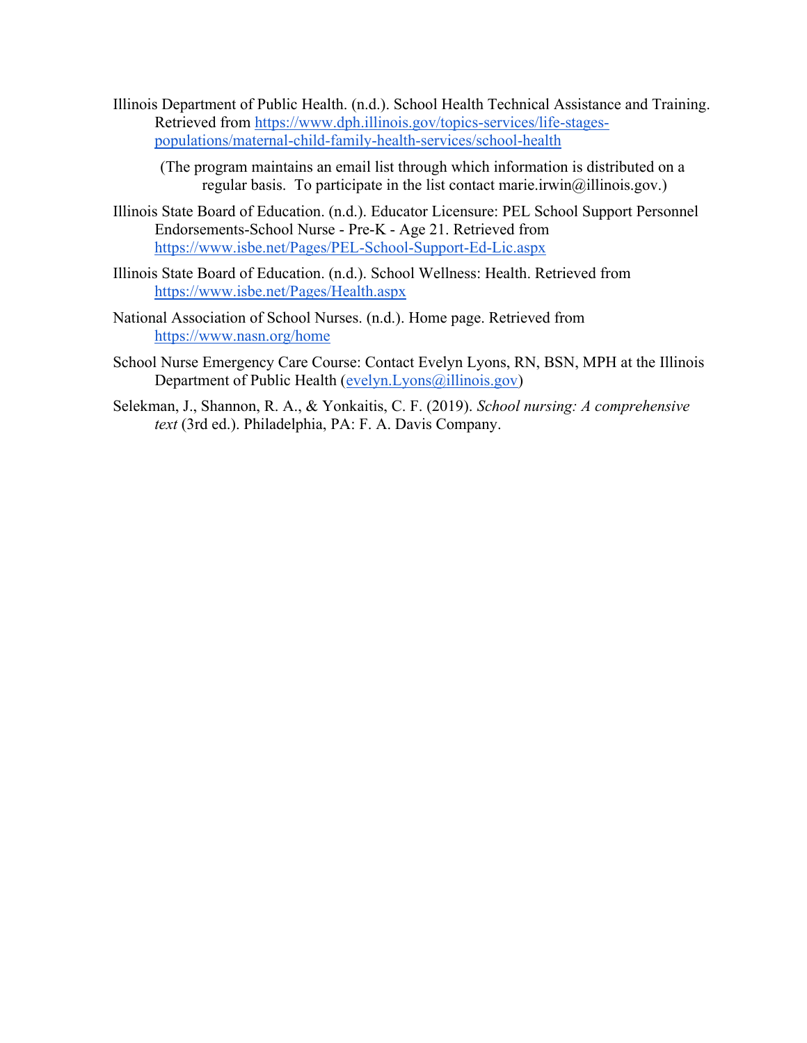Illinois Department of Public Health. (n.d.). School Health Technical Assistance and Training. Retrieved from https://www.dph.illinois.gov/topics-services/life-stages-populations/maternal-child-family-health-services/school-health

(The program maintains an email list through which information is distributed on a regular basis. To participate in the list contact marie.irwin@illinois.gov.)

Illinois State Board of Education. (n.d.). Educator Licensure: PEL School Support Personnel Endorsements-School Nurse - Pre-K - Age 21. Retrieved from https://www.isbe.net/Pages/PEL-School-Support-Ed-Lic.aspx

Illinois State Board of Education. (n.d.). School Wellness: Health. Retrieved from https://www.isbe.net/Pages/Health.aspx

National Association of School Nurses. (n.d.). Home page. Retrieved from https://www.nasn.org/home

School Nurse Emergency Care Course: Contact Evelyn Lyons, RN, BSN, MPH at the Illinois Department of Public Health (evelyn.Lyons@illinois.gov)

Selekman, J., Shannon, R. A., & Yonkaitis, C. F. (2019). *School nursing: A comprehensive text* (3rd ed.). Philadelphia, PA: F. A. Davis Company.